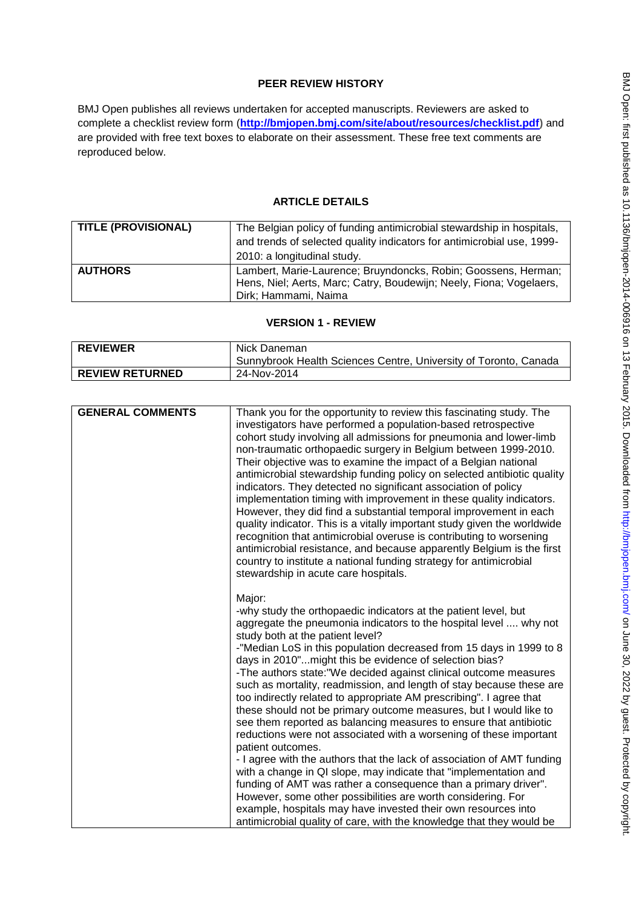## PEER REVIEW HISTORY

BMJ Open publishes all reviews undertaken for accepted manuscripts. Reviewers are asked to complete a checklist review form (**http://bmjopen.bmj.com/site/about/resources/checklist.pdf**) and are provided with free text boxes to elaborate on their assessment. These free text comments are reproduced below.

## ARTICLE DETAILS

| | |
|---|---|
| **TITLE (PROVISIONAL)** | The Belgian policy of funding antimicrobial stewardship in hospitals, and trends of selected quality indicators for antimicrobial use, 1999-2010: a longitudinal study. |
| **AUTHORS** | Lambert, Marie-Laurence; Bruyndoncks, Robin; Goossens, Herman; Hens, Niel; Aerts, Marc; Catry, Boudewijn; Neely, Fiona; Vogelaers, Dirk; Hammami, Naima |

## VERSION 1 - REVIEW

| | |
|---|---|
| **REVIEWER** | Nick Daneman<br>Sunnybrook Health Sciences Centre, University of Toronto, Canada |
| **REVIEW RETURNED** | 24-Nov-2014 |

| | |
|---|---|
| **GENERAL COMMENTS** | Thank you for the opportunity to review this fascinating study. The investigators have performed a population-based retrospective cohort study involving all admissions for pneumonia and lower-limb non-traumatic orthopaedic surgery in Belgium between 1999-2010. Their objective was to examine the impact of a Belgian national antimicrobial stewardship funding policy on selected antibiotic quality indicators. They detected no significant association of policy implementation timing with improvement in these quality indicators. However, they did find a substantial temporal improvement in each quality indicator. This is a vitally important study given the worldwide recognition that antimicrobial overuse is contributing to worsening antimicrobial resistance, and because apparently Belgium is the first country to institute a national funding strategy for antimicrobial stewardship in acute care hospitals.<br><br>Major:<br>-why study the orthopaedic indicators at the patient level, but aggregate the pneumonia indicators to the hospital level .... why not study both at the patient level?<br>-"Median LoS in this population decreased from 15 days in 1999 to 8 days in 2010"...might this be evidence of selection bias?<br>-The authors state:"We decided against clinical outcome measures such as mortality, readmission, and length of stay because these are too indirectly related to appropriate AM prescribing". I agree that these should not be primary outcome measures, but I would like to see them reported as balancing measures to ensure that antibiotic reductions were not associated with a worsening of these important patient outcomes.<br>- I agree with the authors that the lack of association of AMT funding with a change in QI slope, may indicate that "implementation and funding of AMT was rather a consequence than a primary driver". However, some other possibilities are worth considering. For example, hospitals may have invested their own resources into antimicrobial quality of care, with the knowledge that they would be |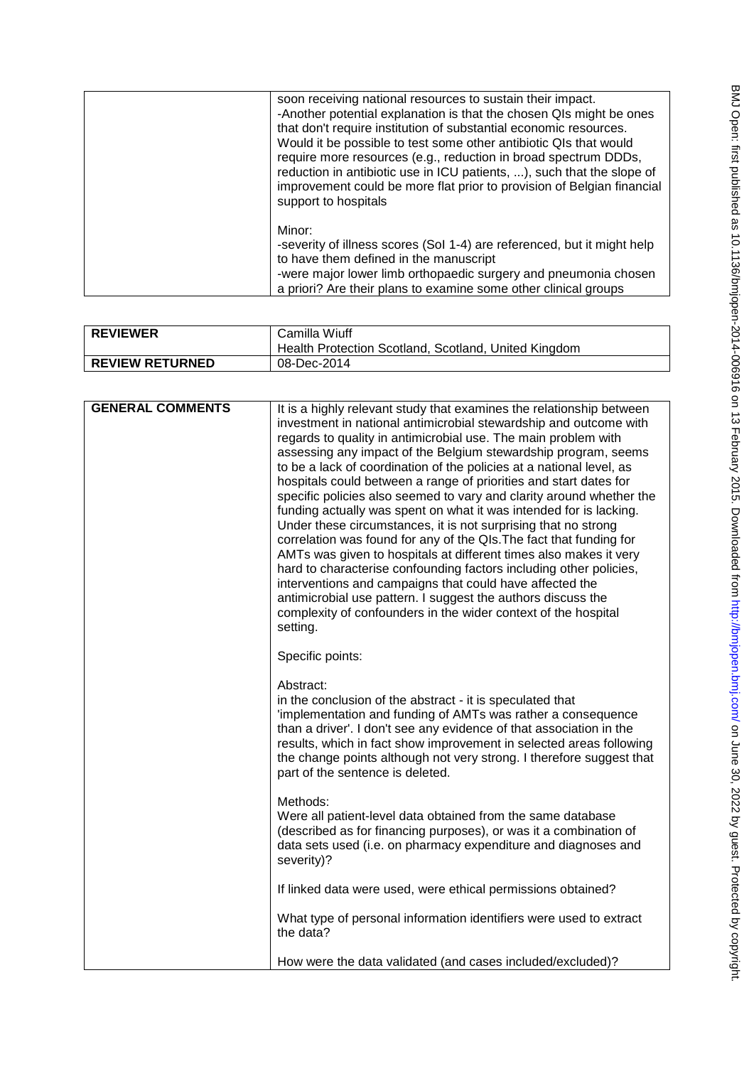| | |
|---|---|
| | soon receiving national resources to sustain their impact.<br>-Another potential explanation is that the chosen QIs might be ones that don't require institution of substantial economic resources. Would it be possible to test some other antibiotic QIs that would require more resources (e.g., reduction in broad spectrum DDDs, reduction in antibiotic use in ICU patients, ...), such that the slope of improvement could be more flat prior to provision of Belgian financial support to hospitals<br><br>Minor:<br>-severity of illness scores (SoI 1-4) are referenced, but it might help to have them defined in the manuscript<br>-were major lower limb orthopaedic surgery and pneumonia chosen a priori? Are their plans to examine some other clinical groups |

| | |
|---|---|
| **REVIEWER** | Camilla Wiuff<br>Health Protection Scotland, Scotland, United Kingdom |
| **REVIEW RETURNED** | 08-Dec-2014 |

| | |
|---|---|
| **GENERAL COMMENTS** | It is a highly relevant study that examines the relationship between investment in national antimicrobial stewardship and outcome with regards to quality in antimicrobial use. The main problem with assessing any impact of the Belgium stewardship program, seems to be a lack of coordination of the policies at a national level, as hospitals could between a range of priorities and start dates for specific policies also seemed to vary and clarity around whether the funding actually was spent on what it was intended for is lacking. Under these circumstances, it is not surprising that no strong correlation was found for any of the QIs.The fact that funding for AMTs was given to hospitals at different times also makes it very hard to characterise confounding factors including other policies, interventions and campaigns that could have affected the antimicrobial use pattern. I suggest the authors discuss the complexity of confounders in the wider context of the hospital setting.<br><br>Specific points:<br><br>Abstract:<br>in the conclusion of the abstract - it is speculated that 'implementation and funding of AMTs was rather a consequence than a driver'. I don't see any evidence of that association in the results, which in fact show improvement in selected areas following the change points although not very strong. I therefore suggest that part of the sentence is deleted.<br><br>Methods:<br>Were all patient-level data obtained from the same database (described as for financing purposes), or was it a combination of data sets used (i.e. on pharmacy expenditure and diagnoses and severity)?<br><br>If linked data were used, were ethical permissions obtained?<br><br>What type of personal information identifiers were used to extract the data?<br><br>How were the data validated (and cases included/excluded)? |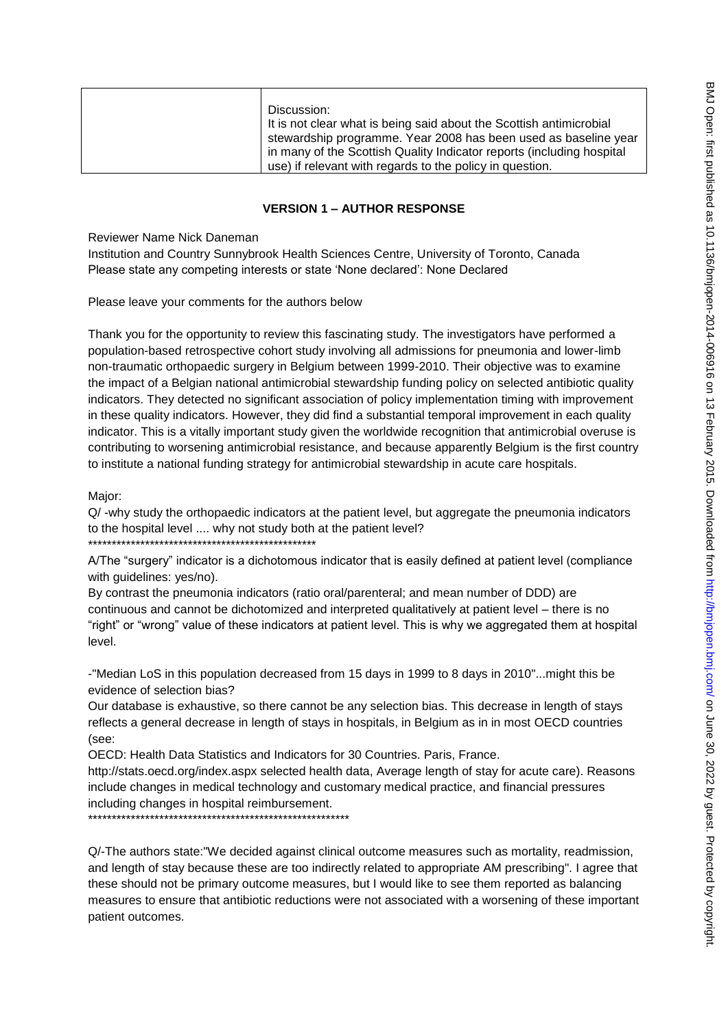| | Discussion: It is not clear what is being said about the Scottish antimicrobial stewardship programme. Year 2008 has been used as baseline year in many of the Scottish Quality Indicator reports (including hospital use) if relevant with regards to the policy in question. |
|---|---|

**VERSION 1 – AUTHOR RESPONSE**

Reviewer Name Nick Daneman

Institution and Country Sunnybrook Health Sciences Centre, University of Toronto, Canada

Please state any competing interests or state 'None declared': None Declared

Please leave your comments for the authors below

Thank you for the opportunity to review this fascinating study. The investigators have performed a population-based retrospective cohort study involving all admissions for pneumonia and lower-limb non-traumatic orthopaedic surgery in Belgium between 1999-2010. Their objective was to examine the impact of a Belgian national antimicrobial stewardship funding policy on selected antibiotic quality indicators. They detected no significant association of policy implementation timing with improvement in these quality indicators. However, they did find a substantial temporal improvement in each quality indicator. This is a vitally important study given the worldwide recognition that antimicrobial overuse is contributing to worsening antimicrobial resistance, and because apparently Belgium is the first country to institute a national funding strategy for antimicrobial stewardship in acute care hospitals.

Major:

Q/ -why study the orthopaedic indicators at the patient level, but aggregate the pneumonia indicators to the hospital level .... why not study both at the patient level?

\*\*\*\*\*\*\*\*\*\*\*\*\*\*\*\*\*\*\*\*\*\*\*\*\*\*\*\*\*\*\*\*\*\*\*\*\*\*\*\*\*\*\*\*\*\*\*\*\*

A/The "surgery" indicator is a dichotomous indicator that is easily defined at patient level (compliance with guidelines: yes/no).

By contrast the pneumonia indicators (ratio oral/parenteral; and mean number of DDD) are continuous and cannot be dichotomized and interpreted qualitatively at patient level – there is no "right" or "wrong" value of these indicators at patient level. This is why we aggregated them at hospital level.

-"Median LoS in this population decreased from 15 days in 1999 to 8 days in 2010"...might this be evidence of selection bias?

Our database is exhaustive, so there cannot be any selection bias. This decrease in length of stays reflects a general decrease in length of stays in hospitals, in Belgium as in in most OECD countries (see:

OECD: Health Data Statistics and Indicators for 30 Countries. Paris, France.

http://stats.oecd.org/index.aspx selected health data, Average length of stay for acute care). Reasons include changes in medical technology and customary medical practice, and financial pressures including changes in hospital reimbursement.

\*\*\*\*\*\*\*\*\*\*\*\*\*\*\*\*\*\*\*\*\*\*\*\*\*\*\*\*\*\*\*\*\*\*\*\*\*\*\*\*\*\*\*\*\*\*\*\*\*\*\*\*\*\*\*\*\*\*

Q/-The authors state:"We decided against clinical outcome measures such as mortality, readmission, and length of stay because these are too indirectly related to appropriate AM prescribing". I agree that these should not be primary outcome measures, but I would like to see them reported as balancing measures to ensure that antibiotic reductions were not associated with a worsening of these important patient outcomes.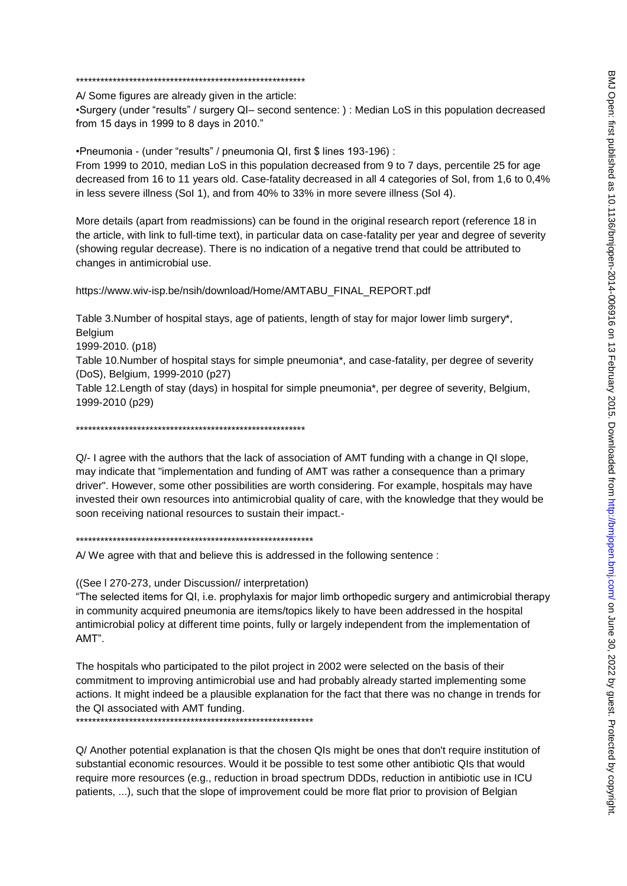\*\*\*\*\*\*\*\*\*\*\*\*\*\*\*\*\*\*\*\*\*\*\*\*\*\*\*\*\*\*\*\*\*\*\*\*\*\*\*\*\*\*\*\*\*\*\*\*\*\*\*\*\*\*\*\*\*\*

A/ Some figures are already given in the article:

•Surgery (under "results" / surgery QI– second sentence: ) : Median LoS in this population decreased from 15 days in 1999 to 8 days in 2010."

•Pneumonia - (under "results" / pneumonia QI, first $ lines 193-196) :

From 1999 to 2010, median LoS in this population decreased from 9 to 7 days, percentile 25 for age decreased from 16 to 11 years old. Case-fatality decreased in all 4 categories of SoI, from 1,6 to 0,4% in less severe illness (SoI 1), and from 40% to 33% in more severe illness (SoI 4).

More details (apart from readmissions) can be found in the original research report (reference 18 in the article, with link to full-time text), in particular data on case-fatality per year and degree of severity (showing regular decrease). There is no indication of a negative trend that could be attributed to changes in antimicrobial use.

https://www.wiv-isp.be/nsih/download/Home/AMTABU_FINAL_REPORT.pdf

Table 3.Number of hospital stays, age of patients, length of stay for major lower limb surgery*, Belgium
1999-2010. (p18)

Table 10.Number of hospital stays for simple pneumonia*, and case-fatality, per degree of severity (DoS), Belgium, 1999-2010 (p27)

Table 12.Length of stay (days) in hospital for simple pneumonia*, per degree of severity, Belgium, 1999-2010 (p29)

\*\*\*\*\*\*\*\*\*\*\*\*\*\*\*\*\*\*\*\*\*\*\*\*\*\*\*\*\*\*\*\*\*\*\*\*\*\*\*\*\*\*\*\*\*\*\*\*\*\*\*\*\*\*\*\*\*\*

Q/- I agree with the authors that the lack of association of AMT funding with a change in QI slope, may indicate that "implementation and funding of AMT was rather a consequence than a primary driver". However, some other possibilities are worth considering. For example, hospitals may have invested their own resources into antimicrobial quality of care, with the knowledge that they would be soon receiving national resources to sustain their impact.-

\*\*\*\*\*\*\*\*\*\*\*\*\*\*\*\*\*\*\*\*\*\*\*\*\*\*\*\*\*\*\*\*\*\*\*\*\*\*\*\*\*\*\*\*\*\*\*\*\*\*\*\*\*\*\*\*\*\*\*\*

A/ We agree with that and believe this is addressed in the following sentence :

((See l 270-273, under Discussion// interpretation)

"The selected items for QI, i.e. prophylaxis for major limb orthopedic surgery and antimicrobial therapy in community acquired pneumonia are items/topics likely to have been addressed in the hospital antimicrobial policy at different time points, fully or largely independent from the implementation of AMT".

The hospitals who participated to the pilot project in 2002 were selected on the basis of their commitment to improving antimicrobial use and had probably already started implementing some actions. It might indeed be a plausible explanation for the fact that there was no change in trends for the QI associated with AMT funding.

\*\*\*\*\*\*\*\*\*\*\*\*\*\*\*\*\*\*\*\*\*\*\*\*\*\*\*\*\*\*\*\*\*\*\*\*\*\*\*\*\*\*\*\*\*\*\*\*\*\*\*\*\*\*\*\*\*\*\*\*

Q/ Another potential explanation is that the chosen QIs might be ones that don't require institution of substantial economic resources. Would it be possible to test some other antibiotic QIs that would require more resources (e.g., reduction in broad spectrum DDDs, reduction in antibiotic use in ICU patients, ...), such that the slope of improvement could be more flat prior to provision of Belgian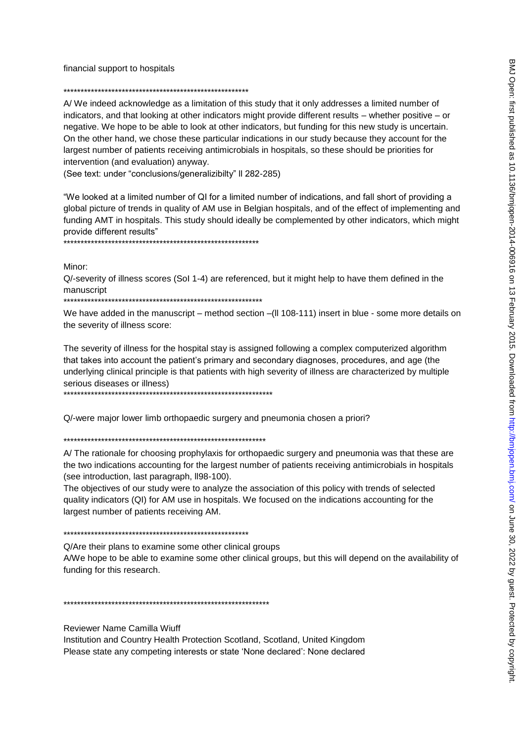financial support to hospitals

\*\*\*\*\*\*\*\*\*\*\*\*\*\*\*\*\*\*\*\*\*\*\*\*\*\*\*\*\*\*\*\*\*\*\*\*\*\*\*\*\*\*\*\*\*\*\*\*\*\*\*\*\*\*

A/ We indeed acknowledge as a limitation of this study that it only addresses a limited number of indicators, and that looking at other indicators might provide different results – whether positive – or negative. We hope to be able to look at other indicators, but funding for this new study is uncertain. On the other hand, we chose these particular indications in our study because they account for the largest number of patients receiving antimicrobials in hospitals, so these should be priorities for intervention (and evaluation) anyway.
(See text: under "conclusions/generalizibilty" ll 282-285)

"We looked at a limited number of QI for a limited number of indications, and fall short of providing a global picture of trends in quality of AM use in Belgian hospitals, and of the effect of implementing and funding AMT in hospitals. This study should ideally be complemented by other indicators, which might provide different results"

\*\*\*\*\*\*\*\*\*\*\*\*\*\*\*\*\*\*\*\*\*\*\*\*\*\*\*\*\*\*\*\*\*\*\*\*\*\*\*\*\*\*\*\*\*\*\*\*\*\*\*\*\*\*\*\*\*\*\*

Minor:

Q/-severity of illness scores (SoI 1-4) are referenced, but it might help to have them defined in the manuscript

\*\*\*\*\*\*\*\*\*\*\*\*\*\*\*\*\*\*\*\*\*\*\*\*\*\*\*\*\*\*\*\*\*\*\*\*\*\*\*\*\*\*\*\*\*\*\*\*\*\*\*\*\*\*\*\*\*\*\*

We have added in the manuscript – method section –(ll 108-111) insert in blue - some more details on the severity of illness score:

The severity of illness for the hospital stay is assigned following a complex computerized algorithm that takes into account the patient's primary and secondary diagnoses, procedures, and age (the underlying clinical principle is that patients with high severity of illness are characterized by multiple serious diseases or illness)

\*\*\*\*\*\*\*\*\*\*\*\*\*\*\*\*\*\*\*\*\*\*\*\*\*\*\*\*\*\*\*\*\*\*\*\*\*\*\*\*\*\*\*\*\*\*\*\*\*\*\*\*\*\*\*\*\*\*\*\*\*\*

Q/-were major lower limb orthopaedic surgery and pneumonia chosen a priori?

\*\*\*\*\*\*\*\*\*\*\*\*\*\*\*\*\*\*\*\*\*\*\*\*\*\*\*\*\*\*\*\*\*\*\*\*\*\*\*\*\*\*\*\*\*\*\*\*\*\*\*\*\*\*\*\*\*\*\*\*

A/ The rationale for choosing prophylaxis for orthopaedic surgery and pneumonia was that these are the two indications accounting for the largest number of patients receiving antimicrobials in hospitals (see introduction, last paragraph, ll98-100).
The objectives of our study were to analyze the association of this policy with trends of selected quality indicators (QI) for AM use in hospitals. We focused on the indications accounting for the largest number of patients receiving AM.

\*\*\*\*\*\*\*\*\*\*\*\*\*\*\*\*\*\*\*\*\*\*\*\*\*\*\*\*\*\*\*\*\*\*\*\*\*\*\*\*\*\*\*\*\*\*\*\*\*\*\*\*\*\*

Q/Are their plans to examine some other clinical groups
A/We hope to be able to examine some other clinical groups, but this will depend on the availability of funding for this research.

\*\*\*\*\*\*\*\*\*\*\*\*\*\*\*\*\*\*\*\*\*\*\*\*\*\*\*\*\*\*\*\*\*\*\*\*\*\*\*\*\*\*\*\*\*\*\*\*\*\*\*\*\*\*\*\*\*\*\*\*\*\*

Reviewer Name Camilla Wiuff
Institution and Country Health Protection Scotland, Scotland, United Kingdom
Please state any competing interests or state 'None declared': None declared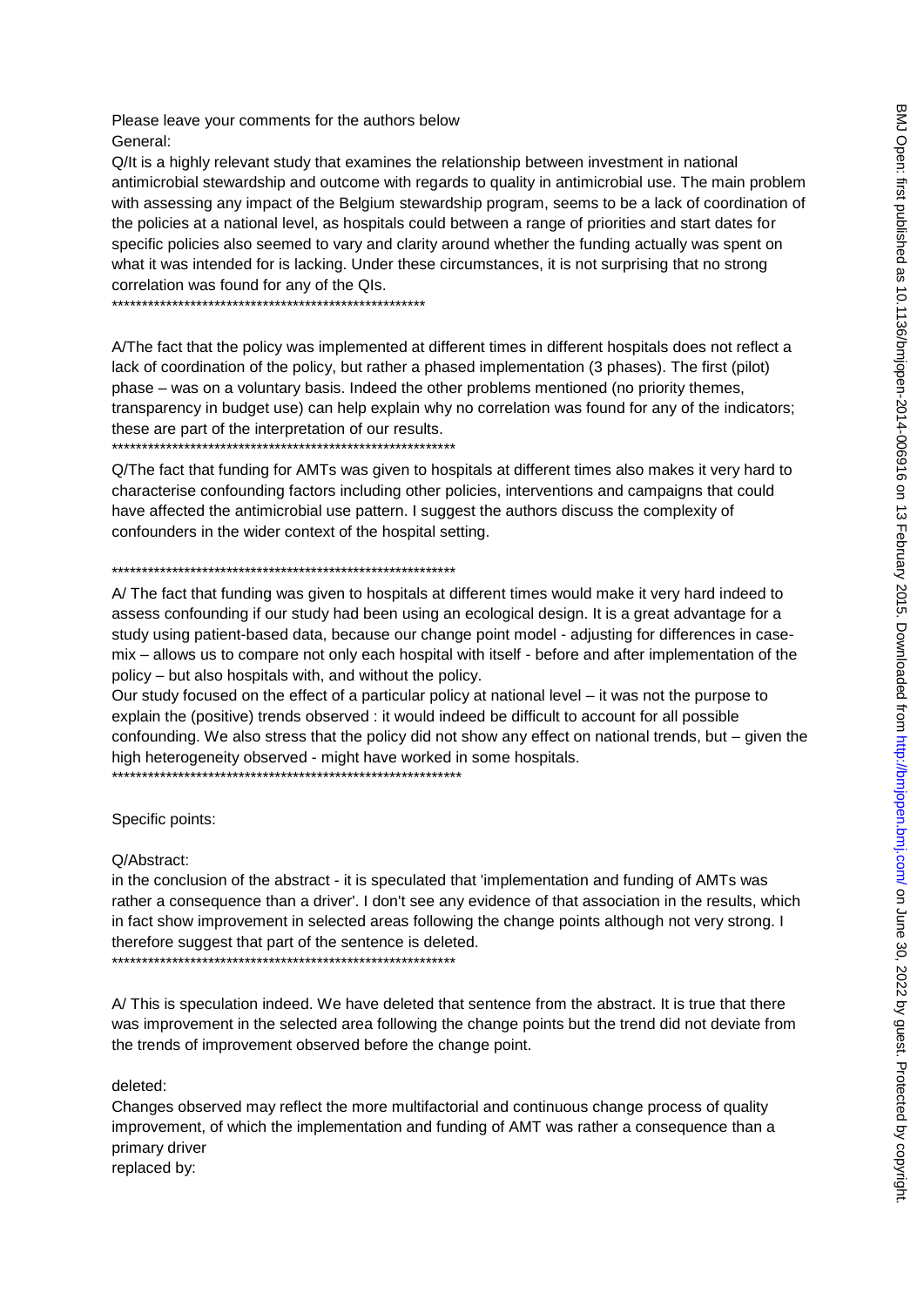Please leave your comments for the authors below

General:

Q/It is a highly relevant study that examines the relationship between investment in national antimicrobial stewardship and outcome with regards to quality in antimicrobial use. The main problem with assessing any impact of the Belgium stewardship program, seems to be a lack of coordination of the policies at a national level, as hospitals could between a range of priorities and start dates for specific policies also seemed to vary and clarity around whether the funding actually was spent on what it was intended for is lacking. Under these circumstances, it is not surprising that no strong correlation was found for any of the QIs.

*****************************************************

A/The fact that the policy was implemented at different times in different hospitals does not reflect a lack of coordination of the policy, but rather a phased implementation (3 phases). The first (pilot) phase – was on a voluntary basis. Indeed the other problems mentioned (no priority themes, transparency in budget use) can help explain why no correlation was found for any of the indicators; these are part of the interpretation of our results.

*********************************************************

Q/The fact that funding for AMTs was given to hospitals at different times also makes it very hard to characterise confounding factors including other policies, interventions and campaigns that could have affected the antimicrobial use pattern. I suggest the authors discuss the complexity of confounders in the wider context of the hospital setting.

*********************************************************

A/ The fact that funding was given to hospitals at different times would make it very hard indeed to assess confounding if our study had been using an ecological design. It is a great advantage for a study using patient-based data, because our change point model - adjusting for differences in case-mix – allows us to compare not only each hospital with itself - before and after implementation of the policy – but also hospitals with, and without the policy.

Our study focused on the effect of a particular policy at national level – it was not the purpose to explain the (positive) trends observed : it would indeed be difficult to account for all possible confounding. We also stress that the policy did not show any effect on national trends, but – given the high heterogeneity observed - might have worked in some hospitals.

**********************************************************

Specific points:

Q/Abstract:

in the conclusion of the abstract - it is speculated that 'implementation and funding of AMTs was rather a consequence than a driver'. I don't see any evidence of that association in the results, which in fact show improvement in selected areas following the change points although not very strong. I therefore suggest that part of the sentence is deleted.

*********************************************************

A/ This is speculation indeed. We have deleted that sentence from the abstract. It is true that there was improvement in the selected area following the change points but the trend did not deviate from the trends of improvement observed before the change point.

deleted:

Changes observed may reflect the more multifactorial and continuous change process of quality improvement, of which the implementation and funding of AMT was rather a consequence than a primary driver

replaced by: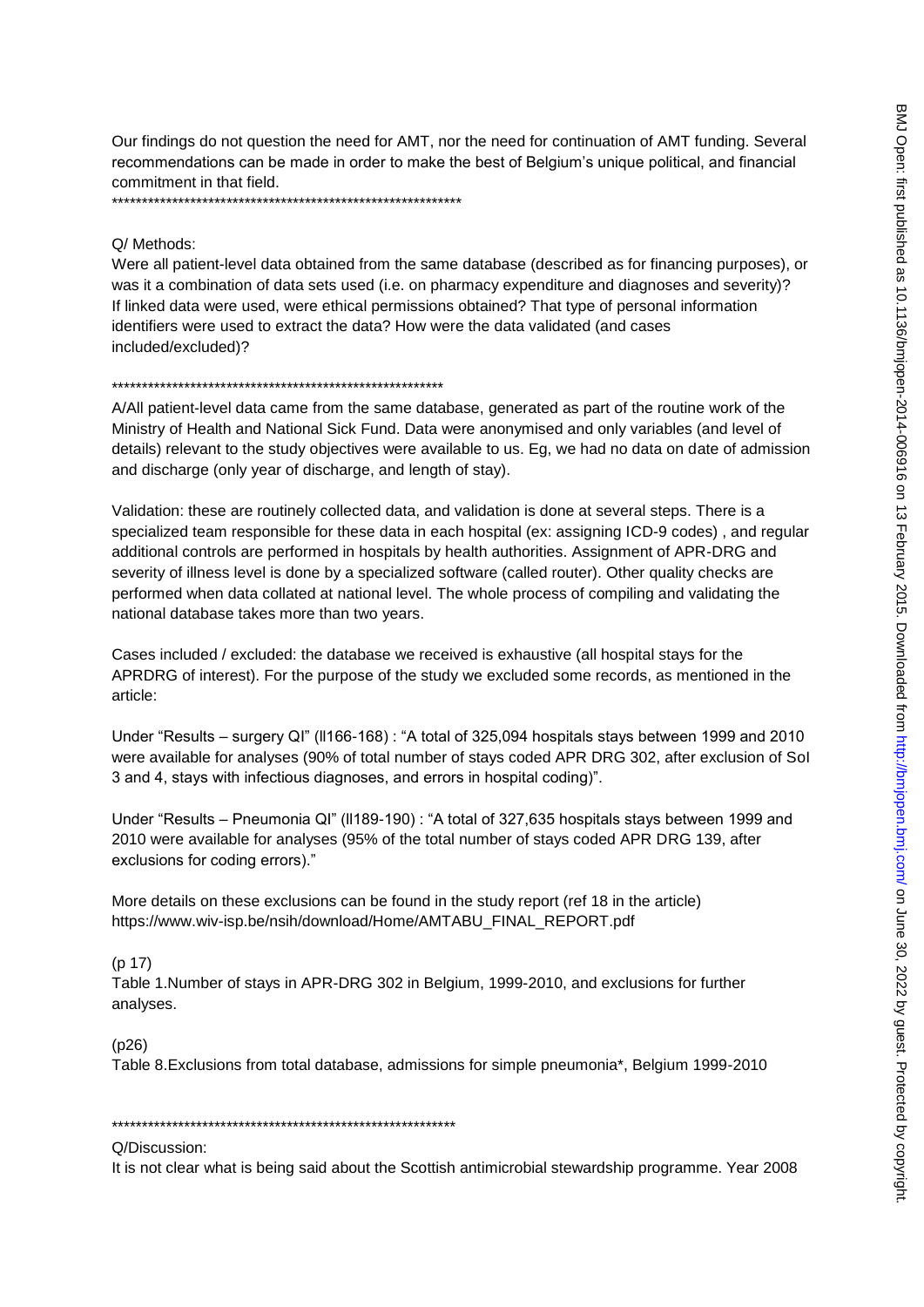Our findings do not question the need for AMT, nor the need for continuation of AMT funding. Several recommendations can be made in order to make the best of Belgium's unique political, and financial commitment in that field.

\*\*\*\*\*\*\*\*\*\*\*\*\*\*\*\*\*\*\*\*\*\*\*\*\*\*\*\*\*\*\*\*\*\*\*\*\*\*\*\*\*\*\*\*\*\*\*\*\*\*\*\*\*\*\*\*\*\*

Q/ Methods:

Were all patient-level data obtained from the same database (described as for financing purposes), or was it a combination of data sets used (i.e. on pharmacy expenditure and diagnoses and severity)? If linked data were used, were ethical permissions obtained? That type of personal information identifiers were used to extract the data? How were the data validated (and cases included/excluded)?

\*\*\*\*\*\*\*\*\*\*\*\*\*\*\*\*\*\*\*\*\*\*\*\*\*\*\*\*\*\*\*\*\*\*\*\*\*\*\*\*\*\*\*\*\*\*\*\*\*\*\*\*\*\*\*\*

A/All patient-level data came from the same database, generated as part of the routine work of the Ministry of Health and National Sick Fund. Data were anonymised and only variables (and level of details) relevant to the study objectives were available to us. Eg, we had no data on date of admission and discharge (only year of discharge, and length of stay).

Validation: these are routinely collected data, and validation is done at several steps. There is a specialized team responsible for these data in each hospital (ex: assigning ICD-9 codes) , and regular additional controls are performed in hospitals by health authorities. Assignment of APR-DRG and severity of illness level is done by a specialized software (called router). Other quality checks are performed when data collated at national level. The whole process of compiling and validating the national database takes more than two years.

Cases included / excluded: the database we received is exhaustive (all hospital stays for the APRDRG of interest). For the purpose of the study we excluded some records, as mentioned in the article:

Under "Results – surgery QI" (ll166-168) : "A total of 325,094 hospitals stays between 1999 and 2010 were available for analyses (90% of total number of stays coded APR DRG 302, after exclusion of SoI 3 and 4, stays with infectious diagnoses, and errors in hospital coding)".

Under "Results – Pneumonia QI" (ll189-190) : "A total of 327,635 hospitals stays between 1999 and 2010 were available for analyses (95% of the total number of stays coded APR DRG 139, after exclusions for coding errors)."

More details on these exclusions can be found in the study report (ref 18 in the article) https://www.wiv-isp.be/nsih/download/Home/AMTABU_FINAL_REPORT.pdf

(p 17)
Table 1.Number of stays in APR-DRG 302 in Belgium, 1999-2010, and exclusions for further analyses.

(p26)
Table 8.Exclusions from total database, admissions for simple pneumonia\*, Belgium 1999-2010

\*\*\*\*\*\*\*\*\*\*\*\*\*\*\*\*\*\*\*\*\*\*\*\*\*\*\*\*\*\*\*\*\*\*\*\*\*\*\*\*\*\*\*\*\*\*\*\*\*\*\*\*\*\*\*\*\*\*

Q/Discussion:

It is not clear what is being said about the Scottish antimicrobial stewardship programme. Year 2008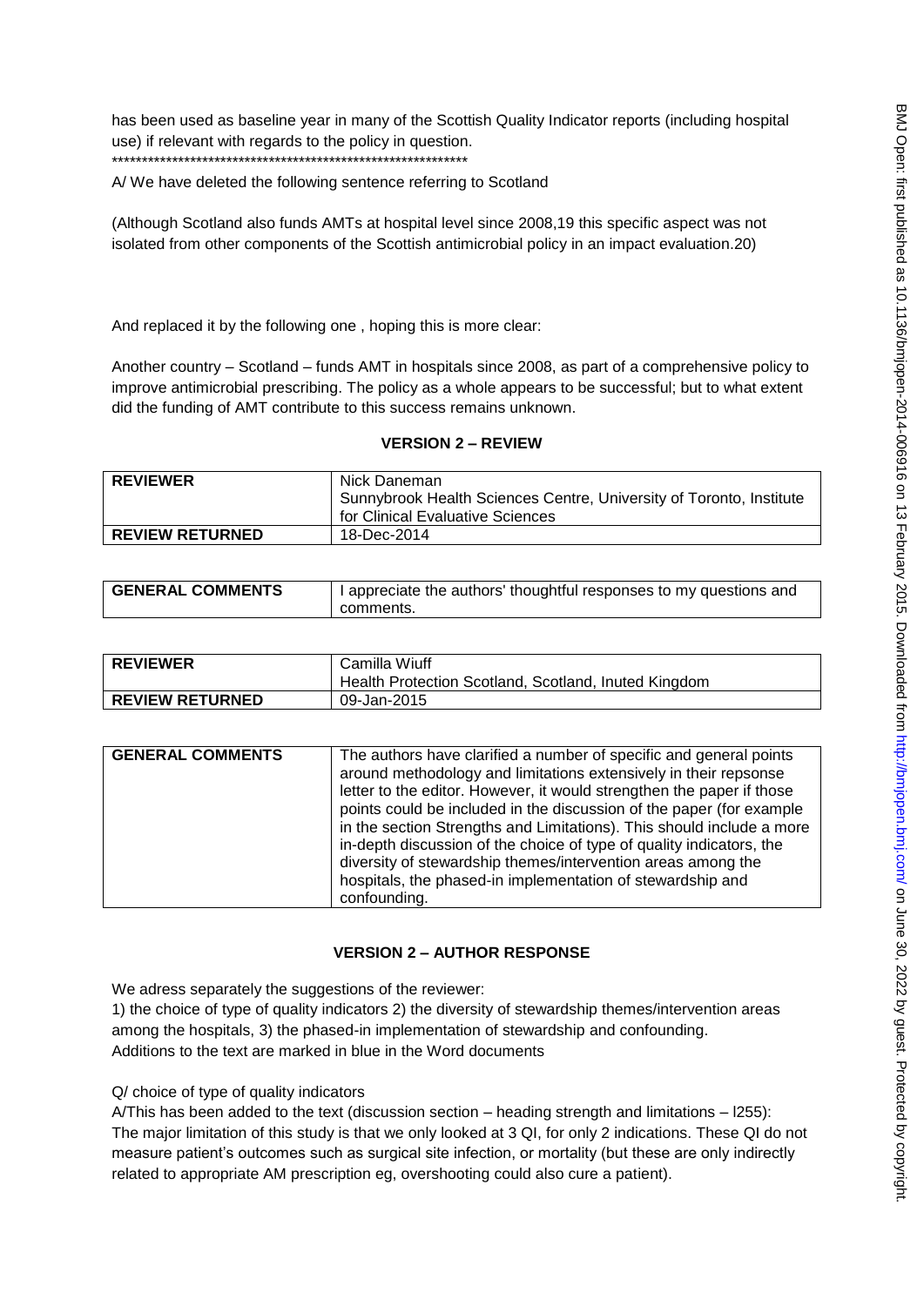has been used as baseline year in many of the Scottish Quality Indicator reports (including hospital use) if relevant with regards to the policy in question.
************************************************************

A/ We have deleted the following sentence referring to Scotland

(Although Scotland also funds AMTs at hospital level since 2008,19 this specific aspect was not isolated from other components of the Scottish antimicrobial policy in an impact evaluation.20)

And replaced it by the following one , hoping this is more clear:

Another country – Scotland – funds AMT in hospitals since 2008, as part of a comprehensive policy to improve antimicrobial prescribing. The policy as a whole appears to be successful; but to what extent did the funding of AMT contribute to this success remains unknown.

## VERSION 2 – REVIEW

| | |
|---|---|
| **REVIEWER** | Nick Daneman<br>Sunnybrook Health Sciences Centre, University of Toronto, Institute for Clinical Evaluative Sciences |
| **REVIEW RETURNED** | 18-Dec-2014 |

| | |
|---|---|
| **GENERAL COMMENTS** | I appreciate the authors' thoughtful responses to my questions and comments. |

| | |
|---|---|
| **REVIEWER** | Camilla Wiuff<br>Health Protection Scotland, Scotland, Inuted Kingdom |
| **REVIEW RETURNED** | 09-Jan-2015 |

| | |
|---|---|
| **GENERAL COMMENTS** | The authors have clarified a number of specific and general points around methodology and limitations extensively in their repsonse letter to the editor. However, it would strengthen the paper if those points could be included in the discussion of the paper (for example in the section Strengths and Limitations). This should include a more in-depth discussion of the choice of type of quality indicators, the diversity of stewardship themes/intervention areas among the hospitals, the phased-in implementation of stewardship and confounding. |

## VERSION 2 – AUTHOR RESPONSE

We adress separately the suggestions of the reviewer:
1) the choice of type of quality indicators 2) the diversity of stewardship themes/intervention areas among the hospitals, 3) the phased-in implementation of stewardship and confounding.
Additions to the text are marked in blue in the Word documents

Q/ choice of type of quality indicators
A/This has been added to the text (discussion section – heading strength and limitations – l255):
The major limitation of this study is that we only looked at 3 QI, for only 2 indications. These QI do not measure patient's outcomes such as surgical site infection, or mortality (but these are only indirectly related to appropriate AM prescription eg, overshooting could also cure a patient).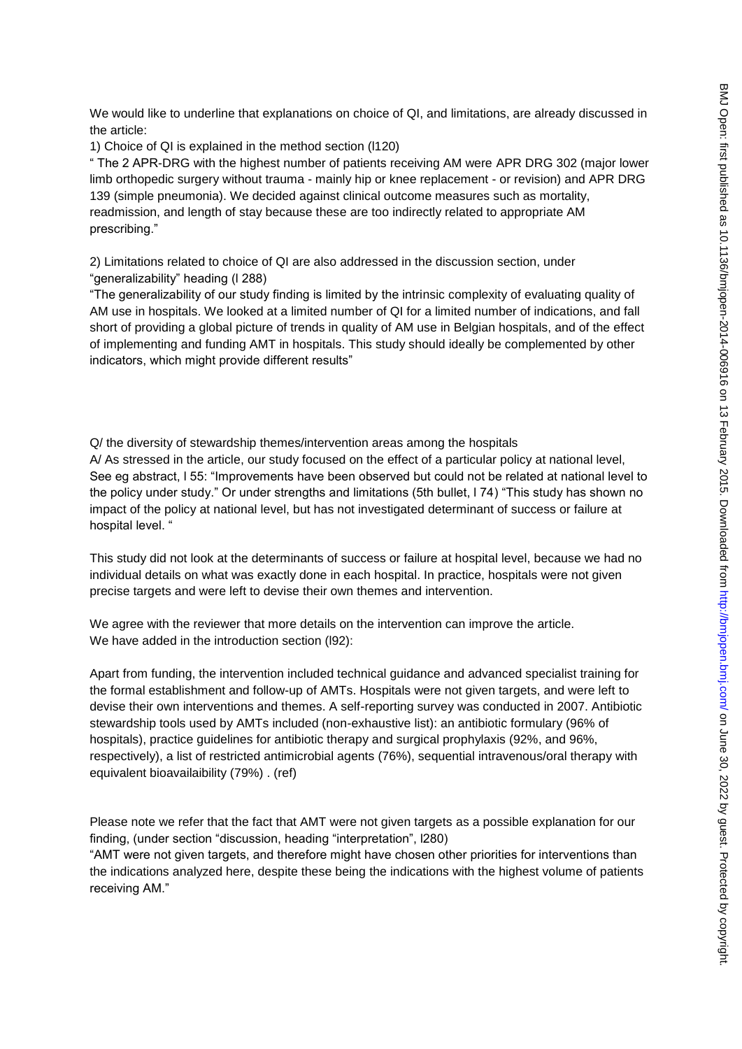We would like to underline that explanations on choice of QI, and limitations, are already discussed in the article:

1) Choice of QI is explained in the method section (l120)

" The 2 APR-DRG with the highest number of patients receiving AM were APR DRG 302 (major lower limb orthopedic surgery without trauma - mainly hip or knee replacement - or revision) and APR DRG 139 (simple pneumonia). We decided against clinical outcome measures such as mortality, readmission, and length of stay because these are too indirectly related to appropriate AM prescribing."

2) Limitations related to choice of QI are also addressed in the discussion section, under "generalizability" heading (l 288)

"The generalizability of our study finding is limited by the intrinsic complexity of evaluating quality of AM use in hospitals. We looked at a limited number of QI for a limited number of indications, and fall short of providing a global picture of trends in quality of AM use in Belgian hospitals, and of the effect of implementing and funding AMT in hospitals. This study should ideally be complemented by other indicators, which might provide different results"

Q/ the diversity of stewardship themes/intervention areas among the hospitals

A/ As stressed in the article, our study focused on the effect of a particular policy at national level, See eg abstract, l 55: "Improvements have been observed but could not be related at national level to the policy under study." Or under strengths and limitations (5th bullet, l 74) "This study has shown no impact of the policy at national level, but has not investigated determinant of success or failure at hospital level. "

This study did not look at the determinants of success or failure at hospital level, because we had no individual details on what was exactly done in each hospital. In practice, hospitals were not given precise targets and were left to devise their own themes and intervention.

We agree with the reviewer that more details on the intervention can improve the article.
We have added in the introduction section (l92):

Apart from funding, the intervention included technical guidance and advanced specialist training for the formal establishment and follow-up of AMTs. Hospitals were not given targets, and were left to devise their own interventions and themes. A self-reporting survey was conducted in 2007. Antibiotic stewardship tools used by AMTs included (non-exhaustive list): an antibiotic formulary (96% of hospitals), practice guidelines for antibiotic therapy and surgical prophylaxis (92%, and 96%, respectively), a list of restricted antimicrobial agents (76%), sequential intravenous/oral therapy with equivalent bioavailaibility (79%) . (ref)

Please note we refer that the fact that AMT were not given targets as a possible explanation for our finding, (under section "discussion, heading "interpretation", l280)

"AMT were not given targets, and therefore might have chosen other priorities for interventions than the indications analyzed here, despite these being the indications with the highest volume of patients receiving AM."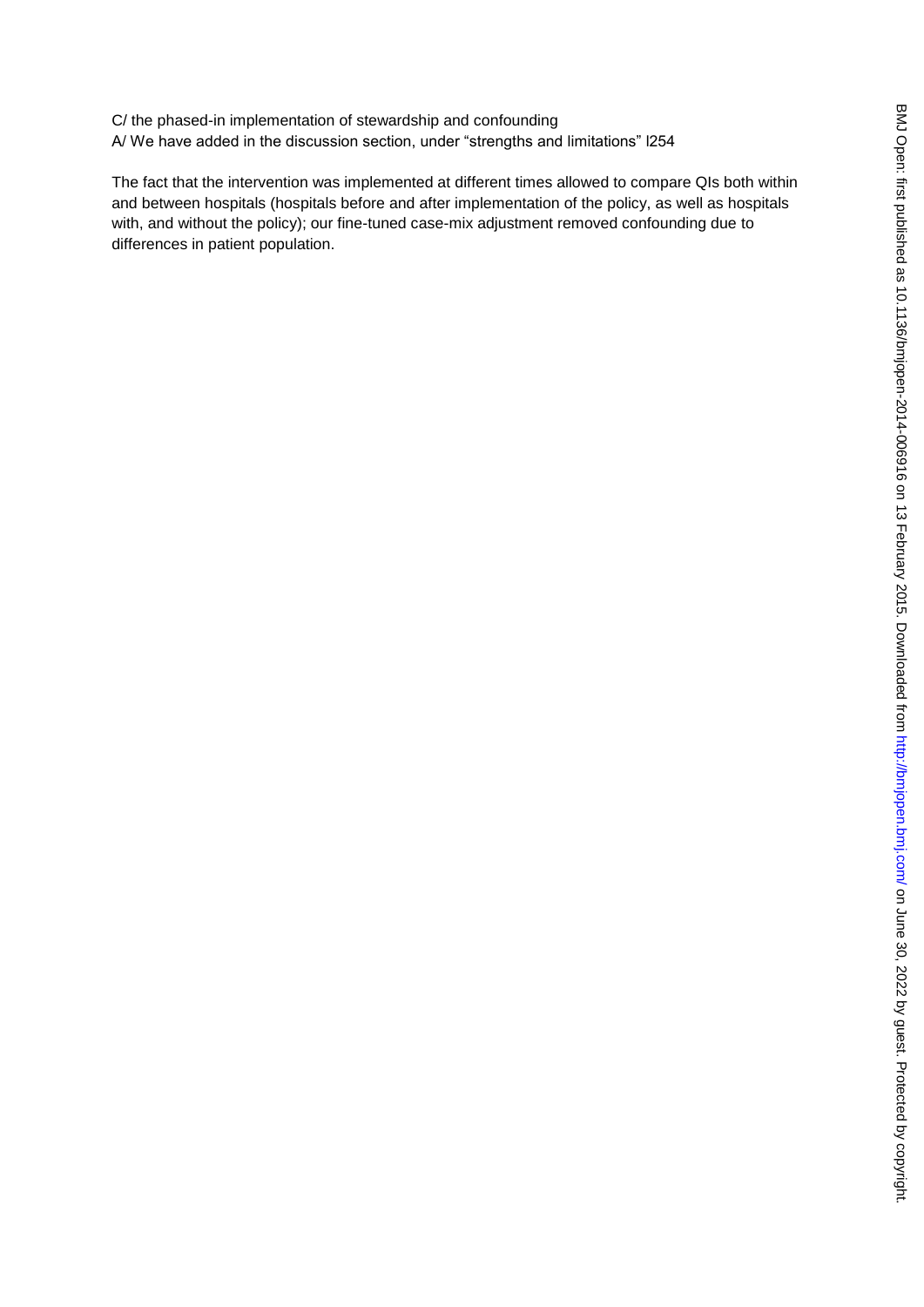C/ the phased-in implementation of stewardship and confounding

A/ We have added in the discussion section, under "strengths and limitations" l254

The fact that the intervention was implemented at different times allowed to compare QIs both within and between hospitals (hospitals before and after implementation of the policy, as well as hospitals with, and without the policy); our fine-tuned case-mix adjustment removed confounding due to differences in patient population.